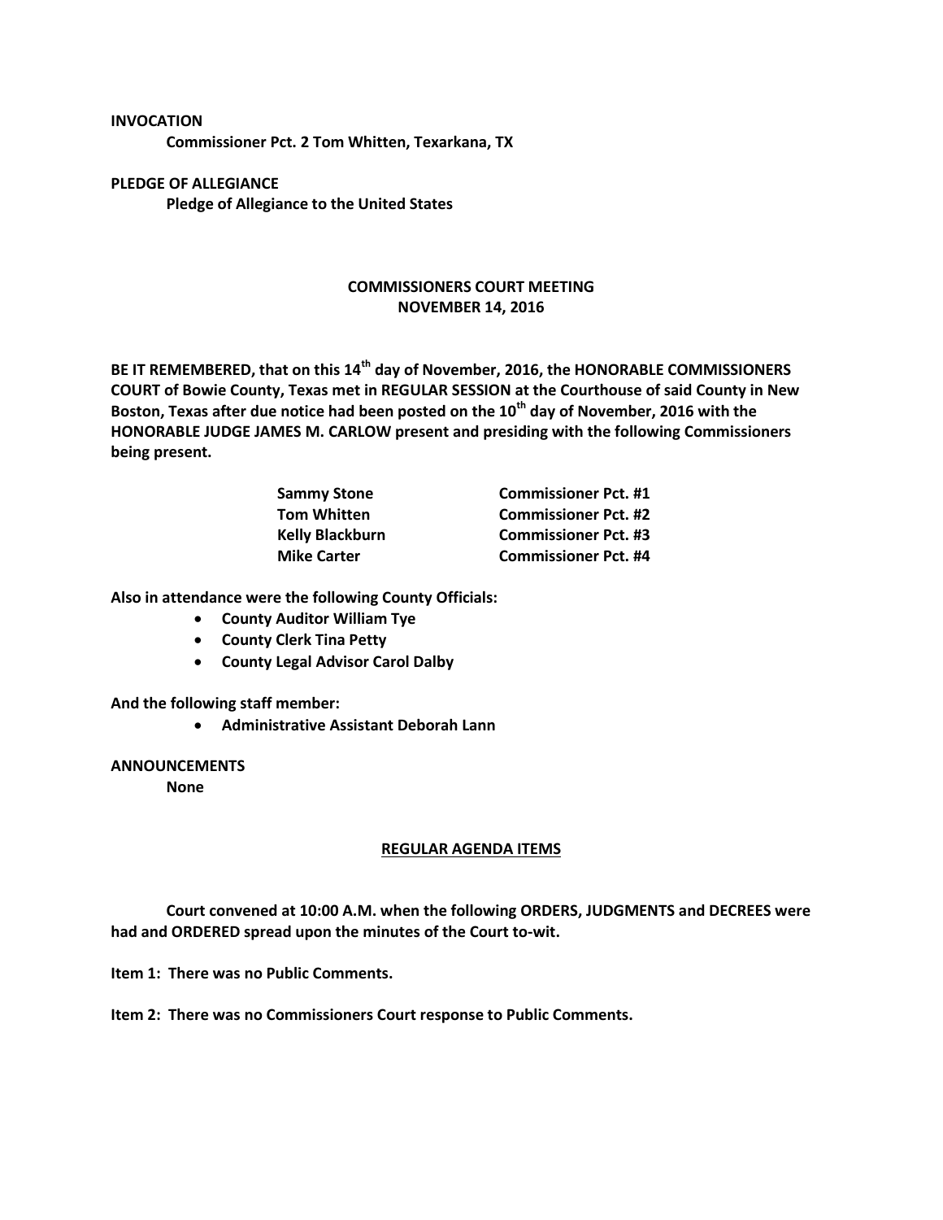**INVOCATION**

**Commissioner Pct. 2 Tom Whitten, Texarkana, TX**

**PLEDGE OF ALLEGIANCE**

**Pledge of Allegiance to the United States**

## COMMISSIONERS COURT MEETING
## NOVEMBER 14, 2016

**BE IT REMEMBERED, that on this 14th day of November, 2016, the HONORABLE COMMISSIONERS COURT of Bowie County, Texas met in REGULAR SESSION at the Courthouse of said County in New Boston, Texas after due notice had been posted on the 10th day of November, 2016 with the HONORABLE JUDGE JAMES M. CARLOW present and presiding with the following Commissioners being present.**

| | |
|---|---|
| **Sammy Stone** | **Commissioner Pct. #1** |
| **Tom Whitten** | **Commissioner Pct. #2** |
| **Kelly Blackburn** | **Commissioner Pct. #3** |
| **Mike Carter** | **Commissioner Pct. #4** |

**Also in attendance were the following County Officials:**

- **County Auditor William Tye**
- **County Clerk Tina Petty**
- **County Legal Advisor Carol Dalby**

**And the following staff member:**

- **Administrative Assistant Deborah Lann**

**ANNOUNCEMENTS**

**None**

## REGULAR AGENDA ITEMS

**Court convened at 10:00 A.M. when the following ORDERS, JUDGMENTS and DECREES were had and ORDERED spread upon the minutes of the Court to-wit.**

**Item 1: There was no Public Comments.**

**Item 2: There was no Commissioners Court response to Public Comments.**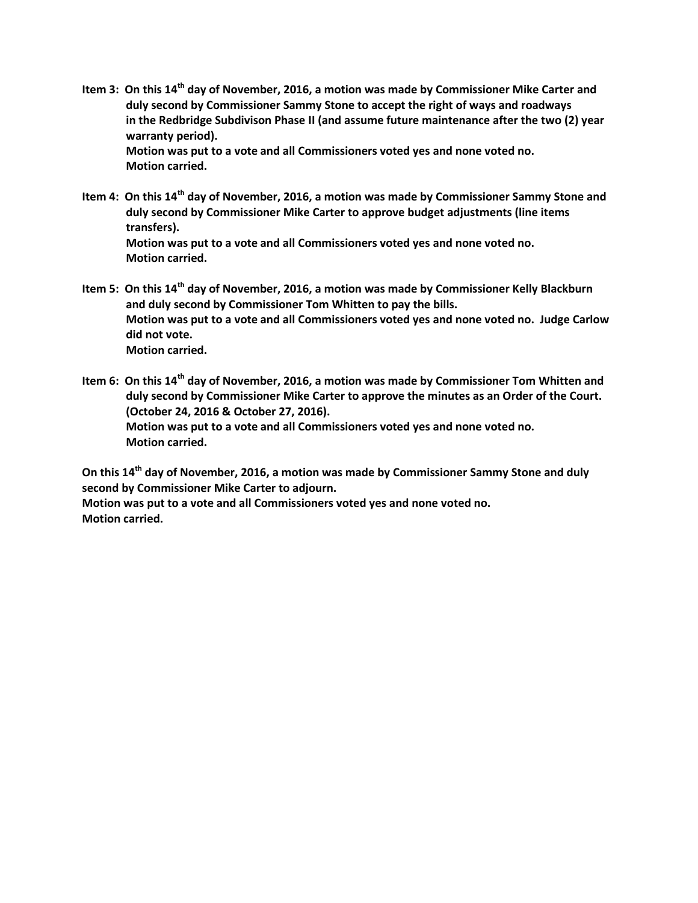**Item 3: On this 14th day of November, 2016, a motion was made by Commissioner Mike Carter and duly second by Commissioner Sammy Stone to accept the right of ways and roadways in the Redbridge Subdivison Phase II (and assume future maintenance after the two (2) year warranty period).**
**Motion was put to a vote and all Commissioners voted yes and none voted no.**
**Motion carried.**

**Item 4: On this 14th day of November, 2016, a motion was made by Commissioner Sammy Stone and duly second by Commissioner Mike Carter to approve budget adjustments (line items transfers).**
**Motion was put to a vote and all Commissioners voted yes and none voted no.**
**Motion carried.**

**Item 5: On this 14th day of November, 2016, a motion was made by Commissioner Kelly Blackburn and duly second by Commissioner Tom Whitten to pay the bills.**
**Motion was put to a vote and all Commissioners voted yes and none voted no. Judge Carlow did not vote.**
**Motion carried.**

**Item 6: On this 14th day of November, 2016, a motion was made by Commissioner Tom Whitten and duly second by Commissioner Mike Carter to approve the minutes as an Order of the Court. (October 24, 2016 & October 27, 2016).**
**Motion was put to a vote and all Commissioners voted yes and none voted no.**
**Motion carried.**

**On this 14th day of November, 2016, a motion was made by Commissioner Sammy Stone and duly second by Commissioner Mike Carter to adjourn.**
**Motion was put to a vote and all Commissioners voted yes and none voted no.**
**Motion carried.**